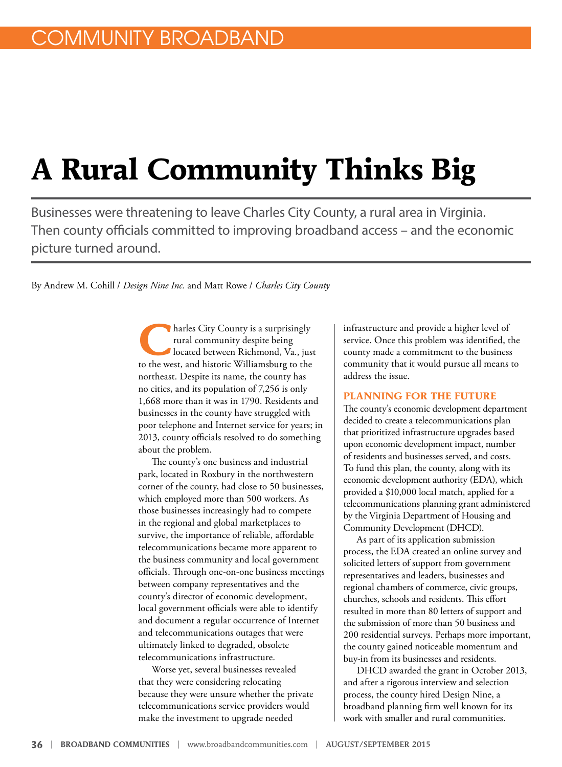# A Rural Community Thinks Big

Businesses were threatening to leave Charles City County, a rural area in Virginia. Then county officials committed to improving broadband access – and the economic picture turned around.

By Andrew M. Cohill / *Design Nine Inc.* and Matt Rowe / *Charles City County*

Charles City County is a surprisingly rural community despite being located between Richmond, Va., just to the west, and historic Williamsburg to the northeast. Despite its name, the county has no cities, and its population of 7,256 is only 1,668 more than it was in 1790. Residents and businesses in the county have struggled with poor telephone and Internet service for years; in 2013, county officials resolved to do something about the problem.

The county's one business and industrial park, located in Roxbury in the northwestern corner of the county, had close to 50 businesses, which employed more than 500 workers. As those businesses increasingly had to compete in the regional and global marketplaces to survive, the importance of reliable, affordable telecommunications became more apparent to the business community and local government officials. Through one-on-one business meetings between company representatives and the county's director of economic development, local government officials were able to identify and document a regular occurrence of Internet and telecommunications outages that were ultimately linked to degraded, obsolete telecommunications infrastructure.

Worse yet, several businesses revealed that they were considering relocating because they were unsure whether the private telecommunications service providers would make the investment to upgrade needed infrastructure and provide a higher level of service. Once this problem was identified, the county made a commitment to the business community that it would pursue all means to address the issue.

## PLANNING FOR THE FUTURE

The county's economic development department decided to create a telecommunications plan that prioritized infrastructure upgrades based upon economic development impact, number of residents and businesses served, and costs. To fund this plan, the county, along with its economic development authority (EDA), which provided a $10,000 local match, applied for a telecommunications planning grant administered by the Virginia Department of Housing and Community Development (DHCD).

As part of its application submission process, the EDA created an online survey and solicited letters of support from government representatives and leaders, businesses and regional chambers of commerce, civic groups, churches, schools and residents. This effort resulted in more than 80 letters of support and the submission of more than 50 business and 200 residential surveys. Perhaps more important, the county gained noticeable momentum and buy-in from its businesses and residents.

DHCD awarded the grant in October 2013, and after a rigorous interview and selection process, the county hired Design Nine, a broadband planning firm well known for its work with smaller and rural communities.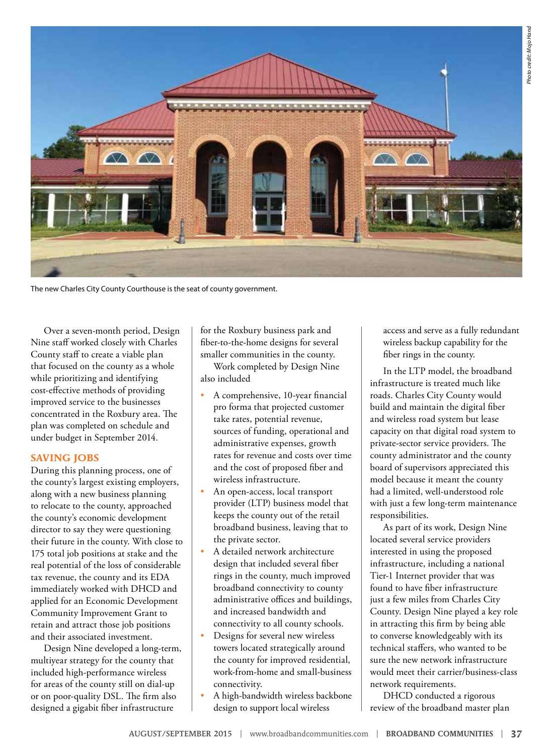The new Charles City County Courthouse is the seat of county government.

Over a seven-month period, Design Nine staff worked closely with Charles City County staff to create a viable plan that focused on the county as a whole while prioritizing and identifying cost-effective methods of providing improved service to the businesses concentrated in the Roxbury area. The plan was completed on schedule and under budget in September 2014.

## SAVING JOBS

During this planning process, one of the county's largest existing employers, along with a new business planning to relocate to the county, approached the county's economic development director to say they were questioning their future in the county. With close to 175 total job positions at stake and the real potential of the loss of considerable tax revenue, the county and its EDA immediately worked with DHCD and applied for an Economic Development Community Improvement Grant to retain and attract those job positions and their associated investment.

Design Nine developed a long-term, multiyear strategy for the county that included high-performance wireless for areas of the county still on dial-up or on poor-quality DSL. The firm also designed a gigabit fiber infrastructure for the Roxbury business park and fiber-to-the-home designs for several smaller communities in the county.

Work completed by Design Nine also included

- A comprehensive, 10-year financial pro forma that projected customer take rates, potential revenue, sources of funding, operational and administrative expenses, growth rates for revenue and costs over time and the cost of proposed fiber and wireless infrastructure.
- An open-access, local transport provider (LTP) business model that keeps the county out of the retail broadband business, leaving that to the private sector.
- A detailed network architecture design that included several fiber rings in the county, much improved broadband connectivity to county administrative offices and buildings, and increased bandwidth and connectivity to all county schools.
- Designs for several new wireless towers located strategically around the county for improved residential, work-from-home and small-business connectivity.
- A high-bandwidth wireless backbone design to support local wireless access and serve as a fully redundant wireless backup capability for the fiber rings in the county.

In the LTP model, the broadband infrastructure is treated much like roads. Charles City County would build and maintain the digital fiber and wireless road system but lease capacity on that digital road system to private-sector service providers. The county administrator and the county board of supervisors appreciated this model because it meant the county had a limited, well-understood role with just a few long-term maintenance responsibilities.

As part of its work, Design Nine located several service providers interested in using the proposed infrastructure, including a national Tier-1 Internet provider that was found to have fiber infrastructure just a few miles from Charles City County. Design Nine played a key role in attracting this firm by being able to converse knowledgeably with its technical staffers, who wanted to be sure the new network infrastructure would meet their carrier/business-class network requirements.

DHCD conducted a rigorous review of the broadband master plan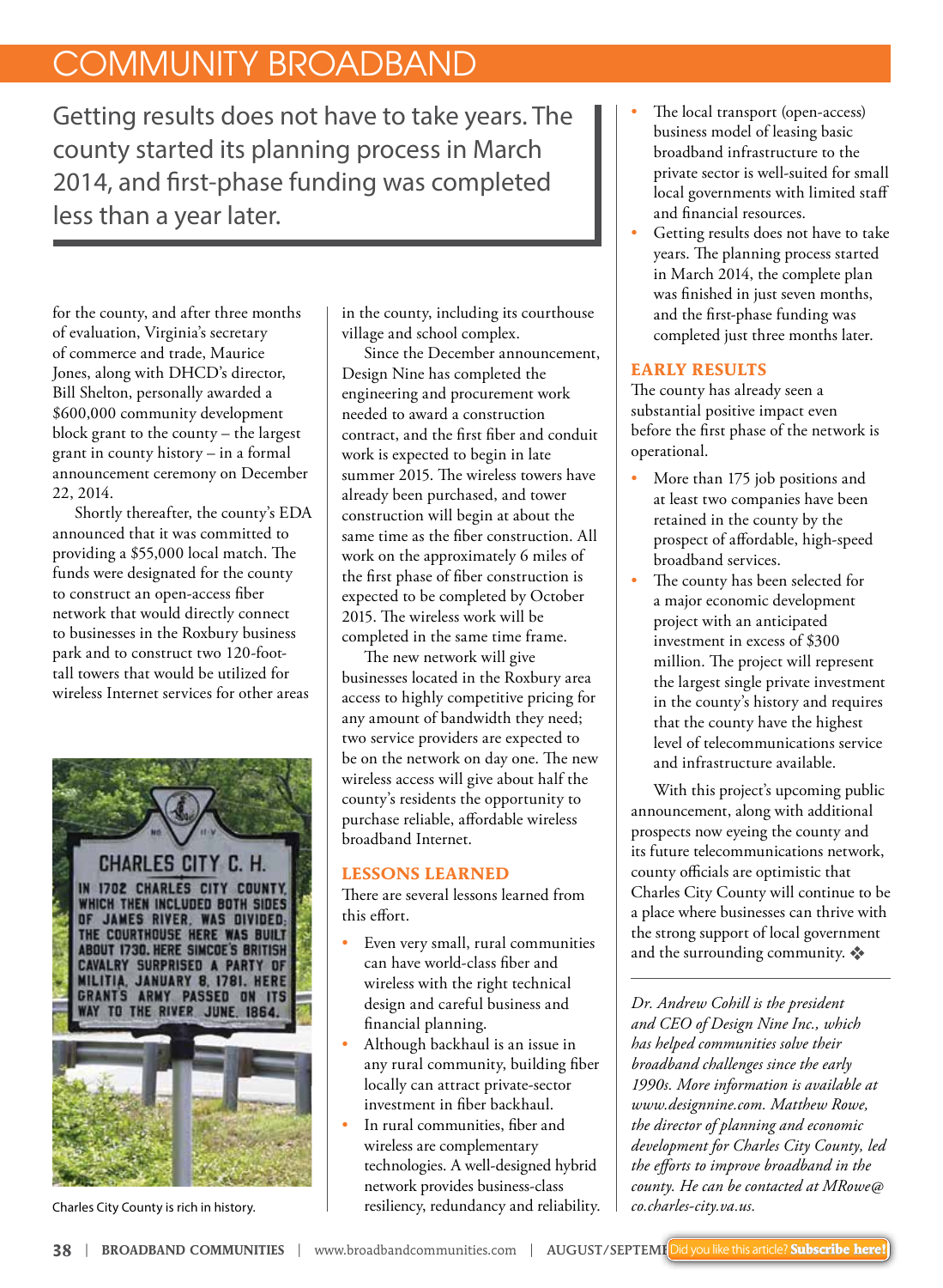## COMMUNITY BROADBAND

> Getting results does not have to take years. The county started its planning process in March 2014, and first-phase funding was completed less than a year later.

for the county, and after three months of evaluation, Virginia's secretary of commerce and trade, Maurice Jones, along with DHCD's director, Bill Shelton, personally awarded a $600,000 community development block grant to the county – the largest grant in county history – in a formal announcement ceremony on December 22, 2014.

Shortly thereafter, the county's EDA announced that it was committed to providing a $55,000 local match. The funds were designated for the county to construct an open-access fiber network that would directly connect to businesses in the Roxbury business park and to construct two 120-foot-tall towers that would be utilized for wireless Internet services for other areas in the county, including its courthouse village and school complex.

Charles City County is rich in history.

Since the December announcement, Design Nine has completed the engineering and procurement work needed to award a construction contract, and the first fiber and conduit work is expected to begin in late summer 2015. The wireless towers have already been purchased, and tower construction will begin at about the same time as the fiber construction. All work on the approximately 6 miles of the first phase of fiber construction is expected to be completed by October 2015. The wireless work will be completed in the same time frame.

The new network will give businesses located in the Roxbury area access to highly competitive pricing for any amount of bandwidth they need; two service providers are expected to be on the network on day one. The new wireless access will give about half the county's residents the opportunity to purchase reliable, affordable wireless broadband Internet.

### LESSONS LEARNED

There are several lessons learned from this effort.

- Even very small, rural communities can have world-class fiber and wireless with the right technical design and careful business and financial planning.
- Although backhaul is an issue in any rural community, building fiber locally can attract private-sector investment in fiber backhaul.
- In rural communities, fiber and wireless are complementary technologies. A well-designed hybrid network provides business-class resiliency, redundancy and reliability.
- The local transport (open-access) business model of leasing basic broadband infrastructure to the private sector is well-suited for small local governments with limited staff and financial resources.
- Getting results does not have to take years. The planning process started in March 2014, the complete plan was finished in just seven months, and the first-phase funding was completed just three months later.

### EARLY RESULTS

The county has already seen a substantial positive impact even before the first phase of the network is operational.

- More than 175 job positions and at least two companies have been retained in the county by the prospect of affordable, high-speed broadband services.
- The county has been selected for a major economic development project with an anticipated investment in excess of $300 million. The project will represent the largest single private investment in the county's history and requires that the county have the highest level of telecommunications service and infrastructure available.

With this project's upcoming public announcement, along with additional prospects now eyeing the county and its future telecommunications network, county officials are optimistic that Charles City County will continue to be a place where businesses can thrive with the strong support of local government and the surrounding community. ❖

---

*Dr. Andrew Cohill is the president and CEO of Design Nine Inc., which has helped communities solve their broadband challenges since the early 1990s. More information is available at www.designnine.com. Matthew Rowe, the director of planning and economic development for Charles City County, led the efforts to improve broadband in the county. He can be contacted at MRowe@co.charles-city.va.us.*